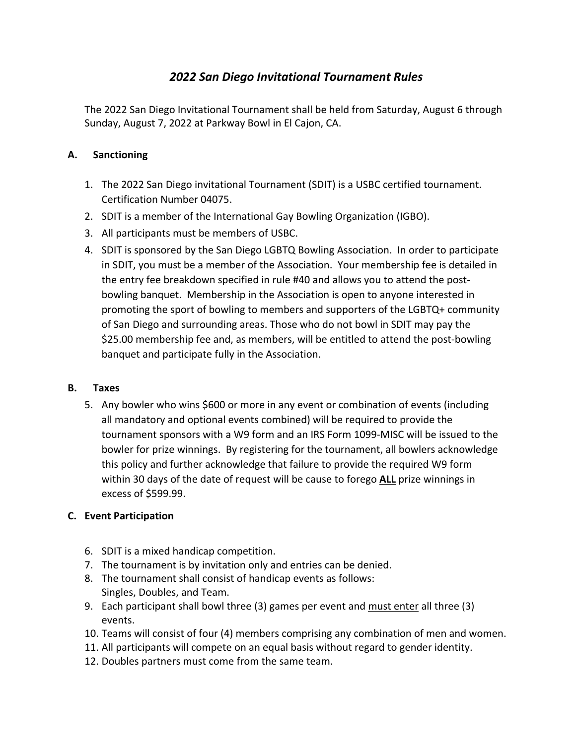# *2022 San Diego Invitational Tournament Rules*

The 2022 San Diego Invitational Tournament shall be held from Saturday, August 6 through Sunday, August 7, 2022 at Parkway Bowl in El Cajon, CA.

## A. Sanctioning

1. The 2022 San Diego invitational Tournament (SDIT) is a USBC certified tournament. Certification Number 04075.
2. SDIT is a member of the International Gay Bowling Organization (IGBO).
3. All participants must be members of USBC.
4. SDIT is sponsored by the San Diego LGBTQ Bowling Association. In order to participate in SDIT, you must be a member of the Association. Your membership fee is detailed in the entry fee breakdown specified in rule #40 and allows you to attend the post-bowling banquet. Membership in the Association is open to anyone interested in promoting the sport of bowling to members and supporters of the LGBTQ+ community of San Diego and surrounding areas. Those who do not bowl in SDIT may pay the $25.00 membership fee and, as members, will be entitled to attend the post-bowling banquet and participate fully in the Association.

## B. Taxes

5. Any bowler who wins $600 or more in any event or combination of events (including all mandatory and optional events combined) will be required to provide the tournament sponsors with a W9 form and an IRS Form 1099-MISC will be issued to the bowler for prize winnings. By registering for the tournament, all bowlers acknowledge this policy and further acknowledge that failure to provide the required W9 form within 30 days of the date of request will be cause to forego <u>**ALL**</u> prize winnings in excess of $599.99.

## C. Event Participation

6. SDIT is a mixed handicap competition.
7. The tournament is by invitation only and entries can be denied.
8. The tournament shall consist of handicap events as follows: Singles, Doubles, and Team.
9. Each participant shall bowl three (3) games per event and <u>must enter</u> all three (3) events.
10. Teams will consist of four (4) members comprising any combination of men and women.
11. All participants will compete on an equal basis without regard to gender identity.
12. Doubles partners must come from the same team.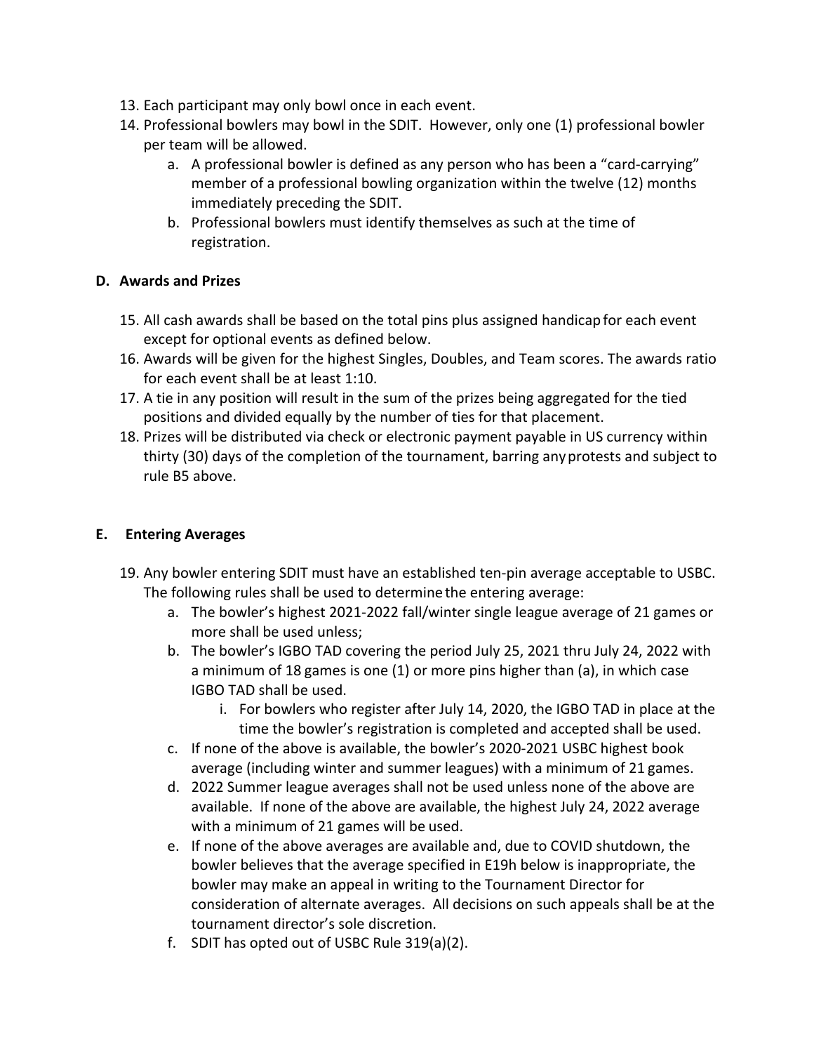13. Each participant may only bowl once in each event.
14. Professional bowlers may bowl in the SDIT. However, only one (1) professional bowler per team will be allowed.
    a. A professional bowler is defined as any person who has been a "card-carrying" member of a professional bowling organization within the twelve (12) months immediately preceding the SDIT.
    b. Professional bowlers must identify themselves as such at the time of registration.

### D. Awards and Prizes

15. All cash awards shall be based on the total pins plus assigned handicap for each event except for optional events as defined below.
16. Awards will be given for the highest Singles, Doubles, and Team scores. The awards ratio for each event shall be at least 1:10.
17. A tie in any position will result in the sum of the prizes being aggregated for the tied positions and divided equally by the number of ties for that placement.
18. Prizes will be distributed via check or electronic payment payable in US currency within thirty (30) days of the completion of the tournament, barring any protests and subject to rule B5 above.

### E. Entering Averages

19. Any bowler entering SDIT must have an established ten-pin average acceptable to USBC. The following rules shall be used to determine the entering average:
    a. The bowler's highest 2021-2022 fall/winter single league average of 21 games or more shall be used unless;
    b. The bowler's IGBO TAD covering the period July 25, 2021 thru July 24, 2022 with a minimum of 18 games is one (1) or more pins higher than (a), in which case IGBO TAD shall be used.
        i. For bowlers who register after July 14, 2020, the IGBO TAD in place at the time the bowler's registration is completed and accepted shall be used.
    c. If none of the above is available, the bowler's 2020-2021 USBC highest book average (including winter and summer leagues) with a minimum of 21 games.
    d. 2022 Summer league averages shall not be used unless none of the above are available. If none of the above are available, the highest July 24, 2022 average with a minimum of 21 games will be used.
    e. If none of the above averages are available and, due to COVID shutdown, the bowler believes that the average specified in E19h below is inappropriate, the bowler may make an appeal in writing to the Tournament Director for consideration of alternate averages. All decisions on such appeals shall be at the tournament director's sole discretion.
    f. SDIT has opted out of USBC Rule 319(a)(2).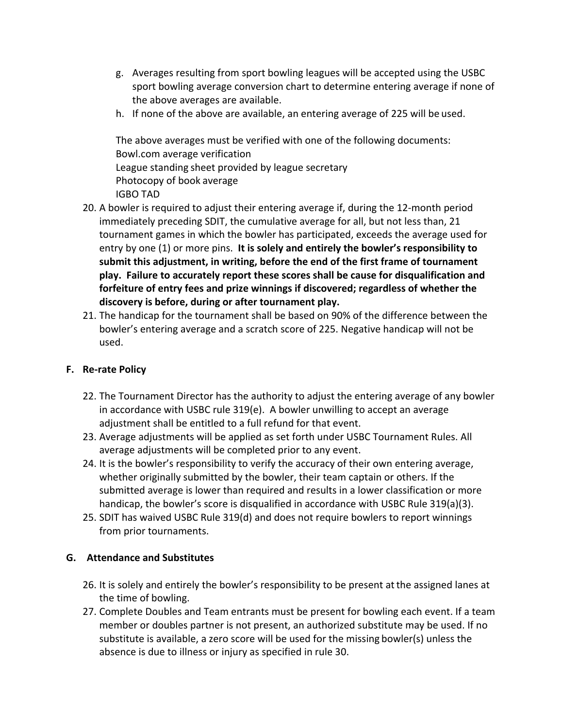g. Averages resulting from sport bowling leagues will be accepted using the USBC sport bowling average conversion chart to determine entering average if none of the above averages are available.
h. If none of the above are available, an entering average of 225 will be used.

The above averages must be verified with one of the following documents:
Bowl.com average verification
League standing sheet provided by league secretary
Photocopy of book average
IGBO TAD

20. A bowler is required to adjust their entering average if, during the 12-month period immediately preceding SDIT, the cumulative average for all, but not less than, 21 tournament games in which the bowler has participated, exceeds the average used for entry by one (1) or more pins. **It is solely and entirely the bowler's responsibility to submit this adjustment, in writing, before the end of the first frame of tournament play. Failure to accurately report these scores shall be cause for disqualification and forfeiture of entry fees and prize winnings if discovered; regardless of whether the discovery is before, during or after tournament play.**
21. The handicap for the tournament shall be based on 90% of the difference between the bowler's entering average and a scratch score of 225. Negative handicap will not be used.

## F. Re-rate Policy

22. The Tournament Director has the authority to adjust the entering average of any bowler in accordance with USBC rule 319(e). A bowler unwilling to accept an average adjustment shall be entitled to a full refund for that event.
23. Average adjustments will be applied as set forth under USBC Tournament Rules. All average adjustments will be completed prior to any event.
24. It is the bowler's responsibility to verify the accuracy of their own entering average, whether originally submitted by the bowler, their team captain or others. If the submitted average is lower than required and results in a lower classification or more handicap, the bowler's score is disqualified in accordance with USBC Rule 319(a)(3).
25. SDIT has waived USBC Rule 319(d) and does not require bowlers to report winnings from prior tournaments.

## G. Attendance and Substitutes

26. It is solely and entirely the bowler's responsibility to be present at the assigned lanes at the time of bowling.
27. Complete Doubles and Team entrants must be present for bowling each event. If a team member or doubles partner is not present, an authorized substitute may be used. If no substitute is available, a zero score will be used for the missing bowler(s) unless the absence is due to illness or injury as specified in rule 30.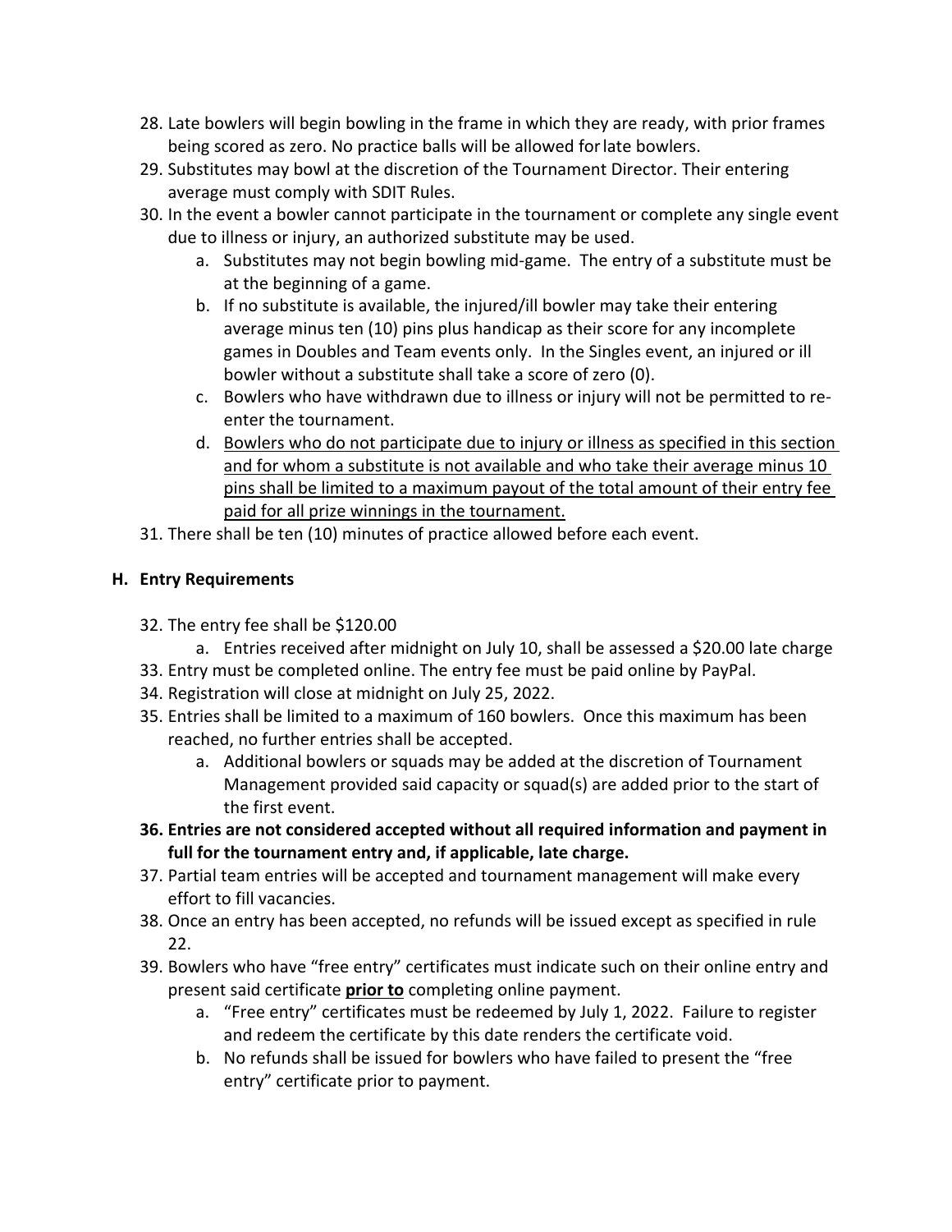28. Late bowlers will begin bowling in the frame in which they are ready, with prior frames being scored as zero. No practice balls will be allowed for late bowlers.
29. Substitutes may bowl at the discretion of the Tournament Director. Their entering average must comply with SDIT Rules.
30. In the event a bowler cannot participate in the tournament or complete any single event due to illness or injury, an authorized substitute may be used.
    a. Substitutes may not begin bowling mid-game. The entry of a substitute must be at the beginning of a game.
    b. If no substitute is available, the injured/ill bowler may take their entering average minus ten (10) pins plus handicap as their score for any incomplete games in Doubles and Team events only. In the Singles event, an injured or ill bowler without a substitute shall take a score of zero (0).
    c. Bowlers who have withdrawn due to illness or injury will not be permitted to re-enter the tournament.
    d. <u>Bowlers who do not participate due to injury or illness as specified in this section and for whom a substitute is not available and who take their average minus 10 pins shall be limited to a maximum payout of the total amount of their entry fee paid for all prize winnings in the tournament.</u>
31. There shall be ten (10) minutes of practice allowed before each event.

## H. Entry Requirements

32. The entry fee shall be $120.00
    a. Entries received after midnight on July 10, shall be assessed a $20.00 late charge
33. Entry must be completed online. The entry fee must be paid online by PayPal.
34. Registration will close at midnight on July 25, 2022.
35. Entries shall be limited to a maximum of 160 bowlers. Once this maximum has been reached, no further entries shall be accepted.
    a. Additional bowlers or squads may be added at the discretion of Tournament Management provided said capacity or squad(s) are added prior to the start of the first event.
36. **Entries are not considered accepted without all required information and payment in full for the tournament entry and, if applicable, late charge.**
37. Partial team entries will be accepted and tournament management will make every effort to fill vacancies.
38. Once an entry has been accepted, no refunds will be issued except as specified in rule 22.
39. Bowlers who have "free entry" certificates must indicate such on their online entry and present said certificate **<u>prior to</u>** completing online payment.
    a. "Free entry" certificates must be redeemed by July 1, 2022. Failure to register and redeem the certificate by this date renders the certificate void.
    b. No refunds shall be issued for bowlers who have failed to present the "free entry" certificate prior to payment.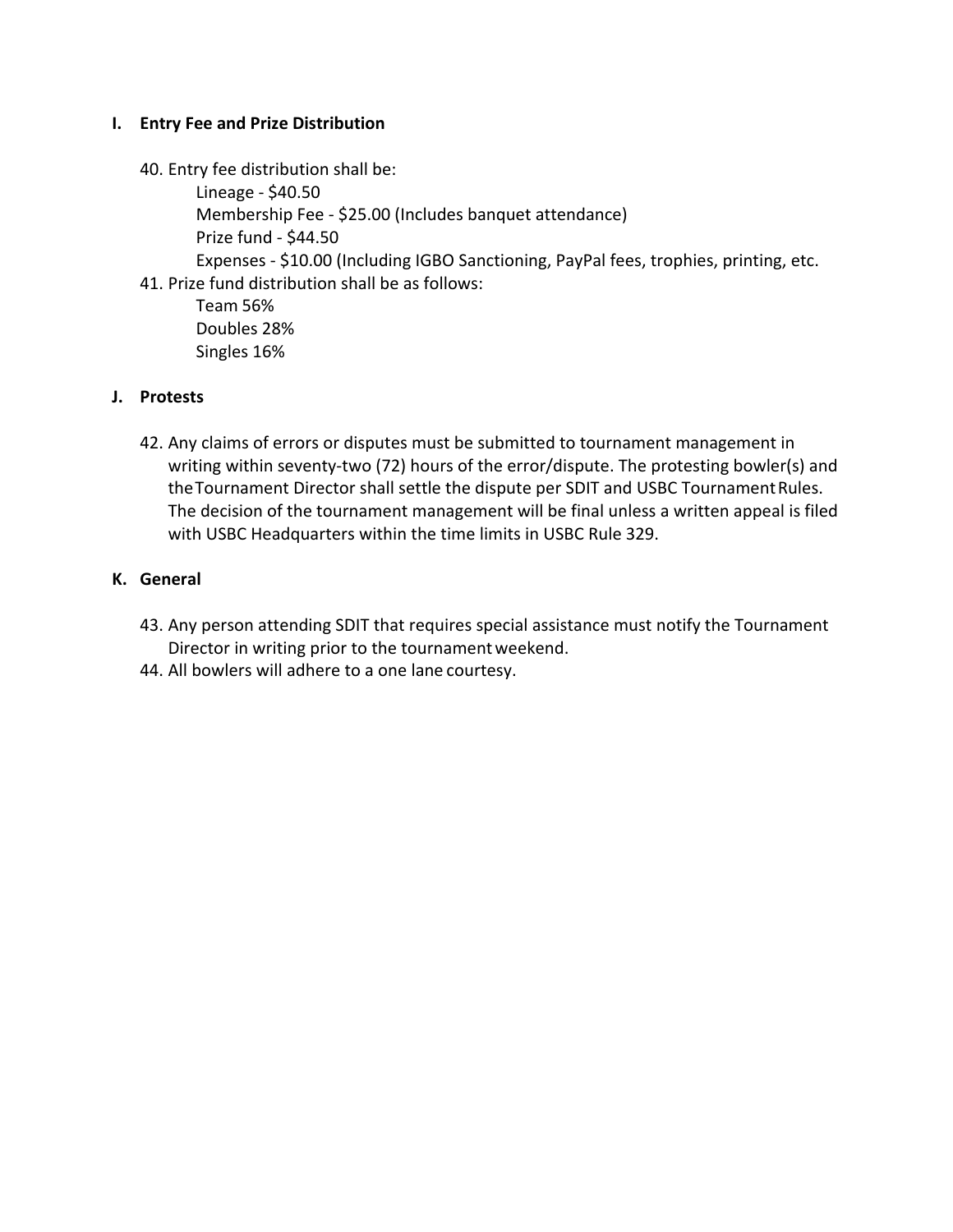## I. Entry Fee and Prize Distribution

40. Entry fee distribution shall be:
    - Lineage - $40.50
    - Membership Fee - $25.00 (Includes banquet attendance)
    - Prize fund - $44.50
    - Expenses - $10.00 (Including IGBO Sanctioning, PayPal fees, trophies, printing, etc.
41. Prize fund distribution shall be as follows:
    - Team 56%
    - Doubles 28%
    - Singles 16%

## J. Protests

42. Any claims of errors or disputes must be submitted to tournament management in writing within seventy-two (72) hours of the error/dispute. The protesting bowler(s) and the Tournament Director shall settle the dispute per SDIT and USBC Tournament Rules. The decision of the tournament management will be final unless a written appeal is filed with USBC Headquarters within the time limits in USBC Rule 329.

## K. General

43. Any person attending SDIT that requires special assistance must notify the Tournament Director in writing prior to the tournament weekend.
44. All bowlers will adhere to a one lane courtesy.